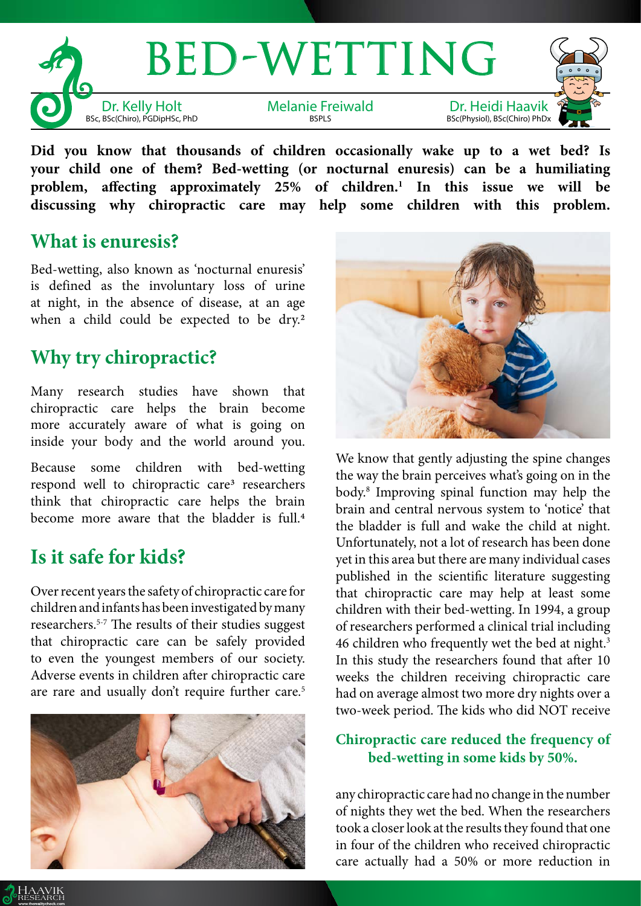# BED-WETTING

Dr. Kelly Holt
BSc, BSc(Chiro), PGDipHSc, PhD

Melanie Freiwald
BSPLS

Dr. Heidi Haavik
BSc(Physiol), BSc(Chiro) PhDx

**Did you know that thousands of children occasionally wake up to a wet bed? Is your child one of them? Bed-wetting (or nocturnal enuresis) can be a humiliating problem, affecting approximately 25% of children.[1] In this issue we will be discussing why chiropractic care may help some children with this problem.**

## What is enuresis?

Bed-wetting, also known as 'nocturnal enuresis' is defined as the involuntary loss of urine at night, in the absence of disease, at an age when a child could be expected to be dry.[2]

## Why try chiropractic?

Many research studies have shown that chiropractic care helps the brain become more accurately aware of what is going on inside your body and the world around you.

Because some children with bed-wetting respond well to chiropractic care[3] researchers think that chiropractic care helps the brain become more aware that the bladder is full.[4]

## Is it safe for kids?

Over recent years the safety of chiropractic care for children and infants has been investigated by many researchers.[5-7] The results of their studies suggest that chiropractic care can be safely provided to even the youngest members of our society. Adverse events in children after chiropractic care are rare and usually don't require further care.[5]

We know that gently adjusting the spine changes the way the brain perceives what's going on in the body.[8] Improving spinal function may help the brain and central nervous system to 'notice' that the bladder is full and wake the child at night. Unfortunately, not a lot of research has been done yet in this area but there are many individual cases published in the scientific literature suggesting that chiropractic care may help at least some children with their bed-wetting. In 1994, a group of researchers performed a clinical trial including 46 children who frequently wet the bed at night.[3] In this study the researchers found that after 10 weeks the children receiving chiropractic care had on average almost two more dry nights over a two-week period. The kids who did NOT receive any chiropractic care had no change in the number of nights they wet the bed. When the researchers took a closer look at the results they found that one in four of the children who received chiropractic care actually had a 50% or more reduction in

**Chiropractic care reduced the frequency of bed-wetting in some kids by 50%.**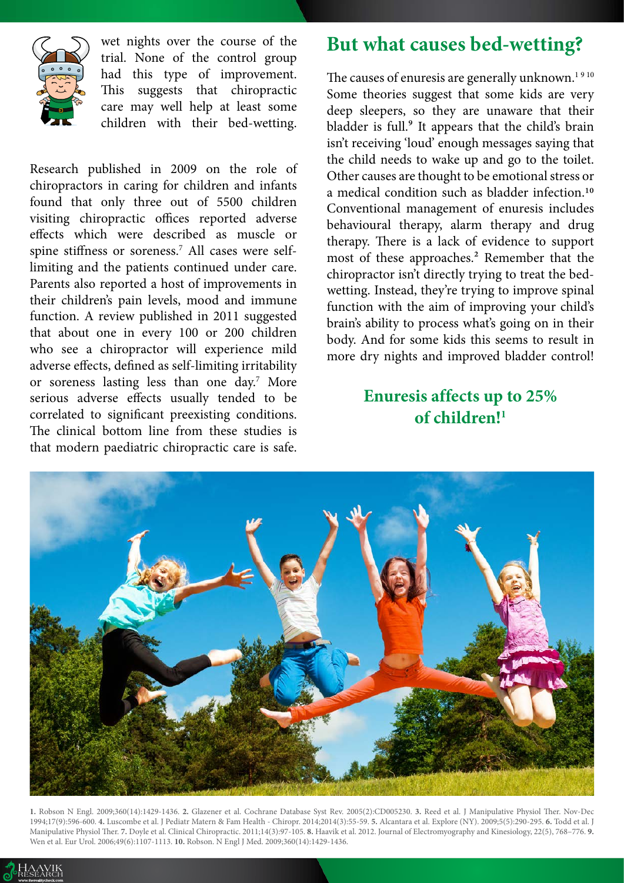wet nights over the course of the trial. None of the control group had this type of improvement. This suggests that chiropractic care may well help at least some children with their bed-wetting.

Research published in 2009 on the role of chiropractors in caring for children and infants found that only three out of 5500 children visiting chiropractic offices reported adverse effects which were described as muscle or spine stiffness or soreness.[7] All cases were self-limiting and the patients continued under care. Parents also reported a host of improvements in their children's pain levels, mood and immune function. A review published in 2011 suggested that about one in every 100 or 200 children who see a chiropractor will experience mild adverse effects, defined as self-limiting irritability or soreness lasting less than one day.[7] More serious adverse effects usually tended to be correlated to significant preexisting conditions. The clinical bottom line from these studies is that modern paediatric chiropractic care is safe.

## But what causes bed-wetting?

The causes of enuresis are generally unknown.[1 9 10] Some theories suggest that some kids are very deep sleepers, so they are unaware that their bladder is full.[9] It appears that the child's brain isn't receiving 'loud' enough messages saying that the child needs to wake up and go to the toilet. Other causes are thought to be emotional stress or a medical condition such as bladder infection.[10] Conventional management of enuresis includes behavioural therapy, alarm therapy and drug therapy. There is a lack of evidence to support most of these approaches.[2] Remember that the chiropractor isn't directly trying to treat the bed-wetting. Instead, they're trying to improve spinal function with the aim of improving your child's brain's ability to process what's going on in their body. And for some kids this seems to result in more dry nights and improved bladder control!

**Enuresis affects up to 25% of children![1]**

**1.** Robson N Engl. 2009;360(14):1429-1436. **2.** Glazener et al. Cochrane Database Syst Rev. 2005(2):CD005230. **3.** Reed et al. J Manipulative Physiol Ther. Nov-Dec 1994;17(9):596-600. **4.** Luscombe et al. J Pediatr Matern & Fam Health - Chiropr. 2014;2014(3):55-59. **5.** Alcantara et al. Explore (NY). 2009;5(5):290-295. **6.** Todd et al. J Manipulative Physiol Ther. **7.** Doyle et al. Clinical Chiropractic. 2011;14(3):97-105. **8.** Haavik et al. 2012. Journal of Electromyography and Kinesiology, 22(5), 768–776. **9.** Wen et al. Eur Urol. 2006;49(6):1107-1113. **10.** Robson. N Engl J Med. 2009;360(14):1429-1436.